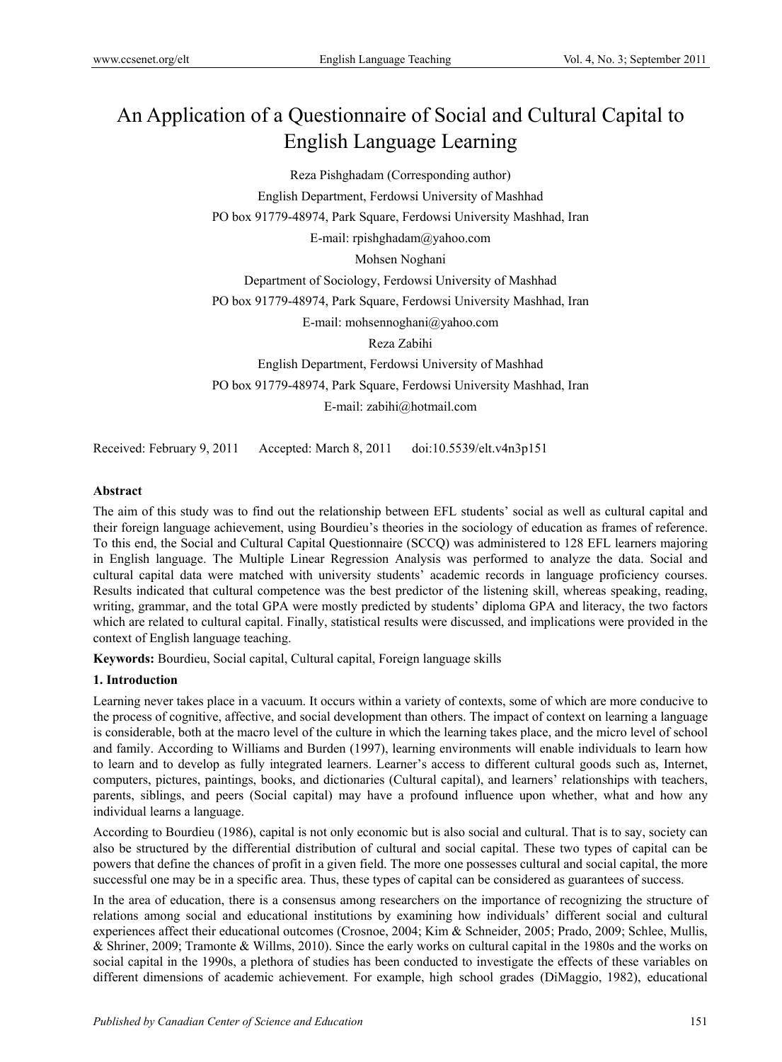# An Application of a Questionnaire of Social and Cultural Capital to English Language Learning

Reza Pishghadam (Corresponding author)

English Department, Ferdowsi University of Mashhad

PO box 91779-48974, Park Square, Ferdowsi University Mashhad, Iran

E-mail: rpishghadam@yahoo.com

Mohsen Noghani

Department of Sociology, Ferdowsi University of Mashhad

PO box 91779-48974, Park Square, Ferdowsi University Mashhad, Iran

E-mail: mohsennoghani@yahoo.com

Reza Zabihi

English Department, Ferdowsi University of Mashhad

PO box 91779-48974, Park Square, Ferdowsi University Mashhad, Iran

E-mail: zabihi@hotmail.com

Received: February 9, 2011 Accepted: March 8, 2011 doi:10.5539/elt.v4n3p151

**Abstract**

The aim of this study was to find out the relationship between EFL students' social as well as cultural capital and their foreign language achievement, using Bourdieu's theories in the sociology of education as frames of reference. To this end, the Social and Cultural Capital Questionnaire (SCCQ) was administered to 128 EFL learners majoring in English language. The Multiple Linear Regression Analysis was performed to analyze the data. Social and cultural capital data were matched with university students' academic records in language proficiency courses. Results indicated that cultural competence was the best predictor of the listening skill, whereas speaking, reading, writing, grammar, and the total GPA were mostly predicted by students' diploma GPA and literacy, the two factors which are related to cultural capital. Finally, statistical results were discussed, and implications were provided in the context of English language teaching.

**Keywords:** Bourdieu, Social capital, Cultural capital, Foreign language skills

## 1. Introduction

Learning never takes place in a vacuum. It occurs within a variety of contexts, some of which are more conducive to the process of cognitive, affective, and social development than others. The impact of context on learning a language is considerable, both at the macro level of the culture in which the learning takes place, and the micro level of school and family. According to Williams and Burden (1997), learning environments will enable individuals to learn how to learn and to develop as fully integrated learners. Learner's access to different cultural goods such as, Internet, computers, pictures, paintings, books, and dictionaries (Cultural capital), and learners' relationships with teachers, parents, siblings, and peers (Social capital) may have a profound influence upon whether, what and how any individual learns a language.

According to Bourdieu (1986), capital is not only economic but is also social and cultural. That is to say, society can also be structured by the differential distribution of cultural and social capital. These two types of capital can be powers that define the chances of profit in a given field. The more one possesses cultural and social capital, the more successful one may be in a specific area. Thus, these types of capital can be considered as guarantees of success.

In the area of education, there is a consensus among researchers on the importance of recognizing the structure of relations among social and educational institutions by examining how individuals' different social and cultural experiences affect their educational outcomes (Crosnoe, 2004; Kim & Schneider, 2005; Prado, 2009; Schlee, Mullis, & Shriner, 2009; Tramonte & Willms, 2010). Since the early works on cultural capital in the 1980s and the works on social capital in the 1990s, a plethora of studies has been conducted to investigate the effects of these variables on different dimensions of academic achievement. For example, high school grades (DiMaggio, 1982), educational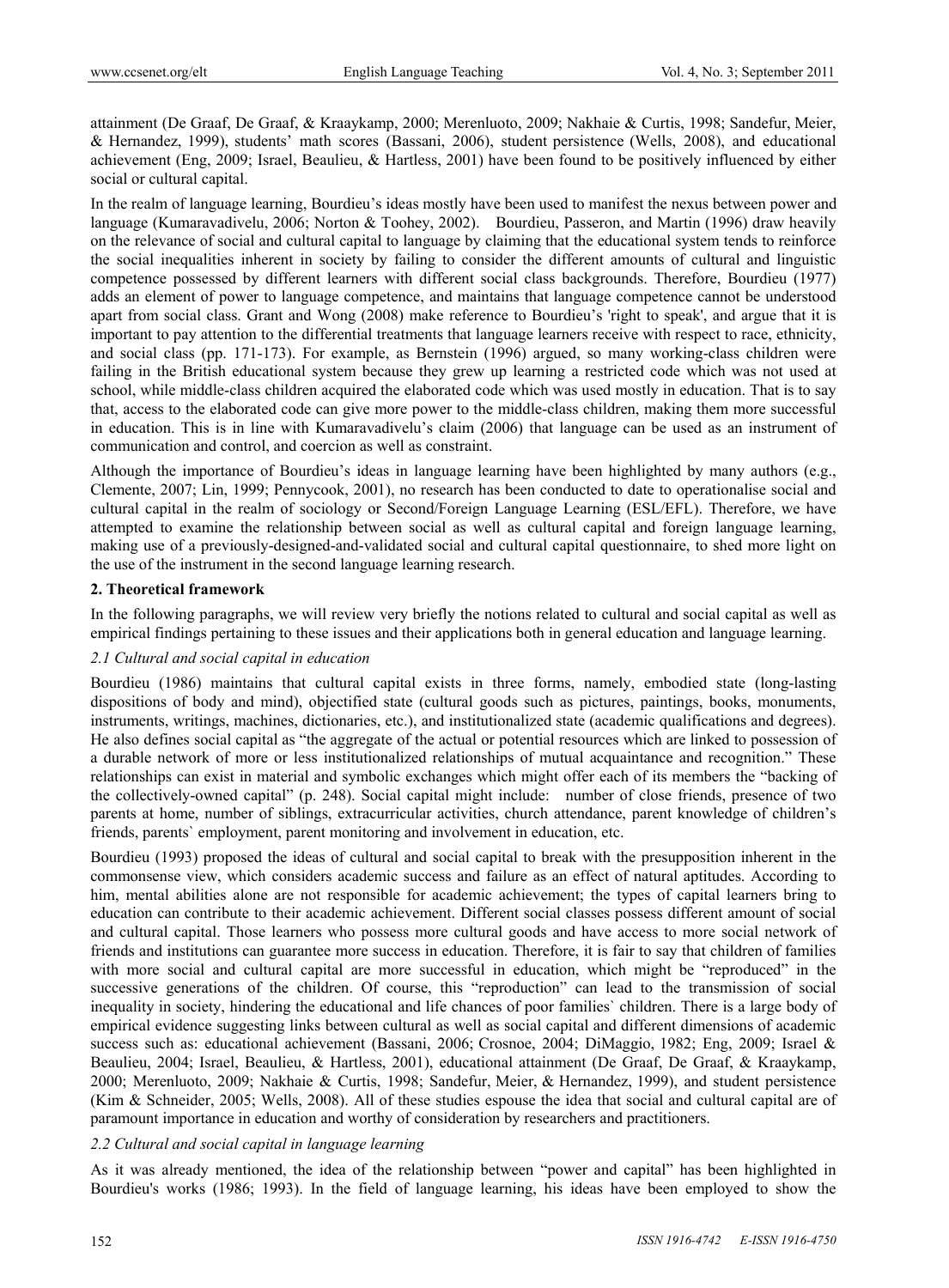attainment (De Graaf, De Graaf, & Kraaykamp, 2000; Merenluoto, 2009; Nakhaie & Curtis, 1998; Sandefur, Meier, & Hernandez, 1999), students' math scores (Bassani, 2006), student persistence (Wells, 2008), and educational achievement (Eng, 2009; Israel, Beaulieu, & Hartless, 2001) have been found to be positively influenced by either social or cultural capital.

In the realm of language learning, Bourdieu's ideas mostly have been used to manifest the nexus between power and language (Kumaravadivelu, 2006; Norton & Toohey, 2002). Bourdieu, Passeron, and Martin (1996) draw heavily on the relevance of social and cultural capital to language by claiming that the educational system tends to reinforce the social inequalities inherent in society by failing to consider the different amounts of cultural and linguistic competence possessed by different learners with different social class backgrounds. Therefore, Bourdieu (1977) adds an element of power to language competence, and maintains that language competence cannot be understood apart from social class. Grant and Wong (2008) make reference to Bourdieu's 'right to speak', and argue that it is important to pay attention to the differential treatments that language learners receive with respect to race, ethnicity, and social class (pp. 171-173). For example, as Bernstein (1996) argued, so many working-class children were failing in the British educational system because they grew up learning a restricted code which was not used at school, while middle-class children acquired the elaborated code which was used mostly in education. That is to say that, access to the elaborated code can give more power to the middle-class children, making them more successful in education. This is in line with Kumaravadivelu's claim (2006) that language can be used as an instrument of communication and control, and coercion as well as constraint.

Although the importance of Bourdieu's ideas in language learning have been highlighted by many authors (e.g., Clemente, 2007; Lin, 1999; Pennycook, 2001), no research has been conducted to date to operationalise social and cultural capital in the realm of sociology or Second/Foreign Language Learning (ESL/EFL). Therefore, we have attempted to examine the relationship between social as well as cultural capital and foreign language learning, making use of a previously-designed-and-validated social and cultural capital questionnaire, to shed more light on the use of the instrument in the second language learning research.

## 2. Theoretical framework

In the following paragraphs, we will review very briefly the notions related to cultural and social capital as well as empirical findings pertaining to these issues and their applications both in general education and language learning.

### *2.1 Cultural and social capital in education*

Bourdieu (1986) maintains that cultural capital exists in three forms, namely, embodied state (long-lasting dispositions of body and mind), objectified state (cultural goods such as pictures, paintings, books, monuments, instruments, writings, machines, dictionaries, etc.), and institutionalized state (academic qualifications and degrees). He also defines social capital as "the aggregate of the actual or potential resources which are linked to possession of a durable network of more or less institutionalized relationships of mutual acquaintance and recognition." These relationships can exist in material and symbolic exchanges which might offer each of its members the "backing of the collectively-owned capital" (p. 248). Social capital might include: number of close friends, presence of two parents at home, number of siblings, extracurricular activities, church attendance, parent knowledge of children's friends, parents` employment, parent monitoring and involvement in education, etc.

Bourdieu (1993) proposed the ideas of cultural and social capital to break with the presupposition inherent in the commonsense view, which considers academic success and failure as an effect of natural aptitudes. According to him, mental abilities alone are not responsible for academic achievement; the types of capital learners bring to education can contribute to their academic achievement. Different social classes possess different amount of social and cultural capital. Those learners who possess more cultural goods and have access to more social network of friends and institutions can guarantee more success in education. Therefore, it is fair to say that children of families with more social and cultural capital are more successful in education, which might be "reproduced" in the successive generations of the children. Of course, this "reproduction" can lead to the transmission of social inequality in society, hindering the educational and life chances of poor families` children. There is a large body of empirical evidence suggesting links between cultural as well as social capital and different dimensions of academic success such as: educational achievement (Bassani, 2006; Crosnoe, 2004; DiMaggio, 1982; Eng, 2009; Israel & Beaulieu, 2004; Israel, Beaulieu, & Hartless, 2001), educational attainment (De Graaf, De Graaf, & Kraaykamp, 2000; Merenluoto, 2009; Nakhaie & Curtis, 1998; Sandefur, Meier, & Hernandez, 1999), and student persistence (Kim & Schneider, 2005; Wells, 2008). All of these studies espouse the idea that social and cultural capital are of paramount importance in education and worthy of consideration by researchers and practitioners.

### *2.2 Cultural and social capital in language learning*

As it was already mentioned, the idea of the relationship between "power and capital" has been highlighted in Bourdieu's works (1986; 1993). In the field of language learning, his ideas have been employed to show the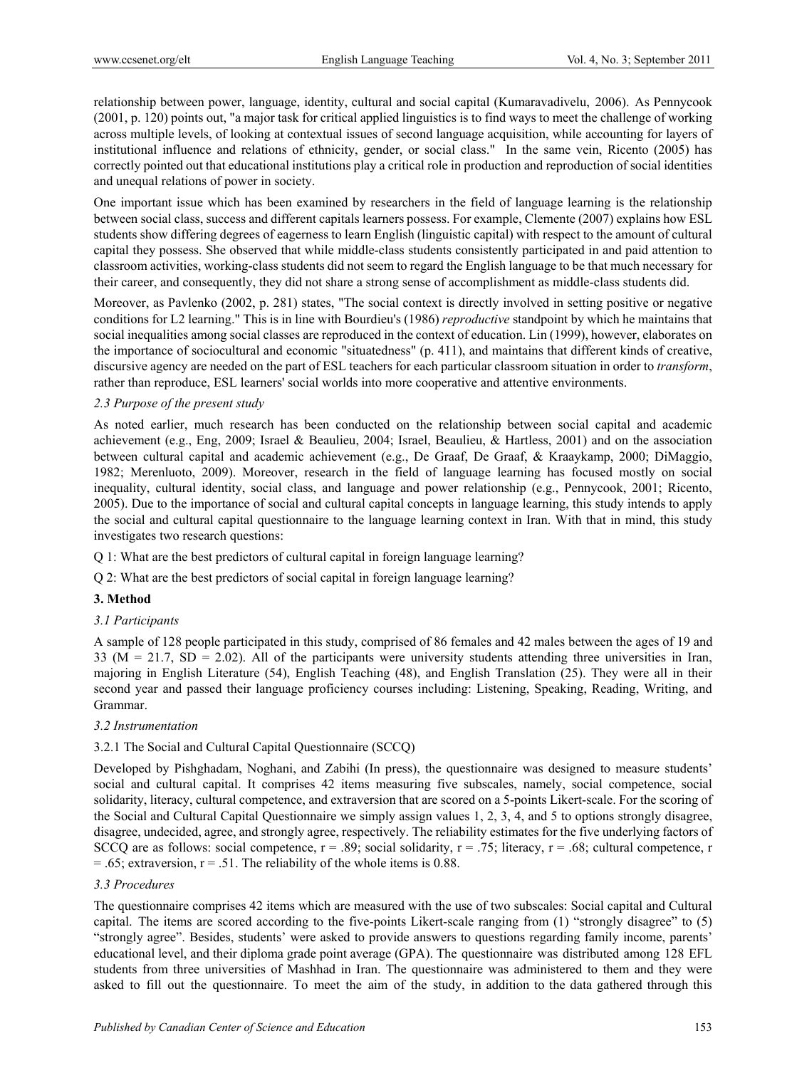relationship between power, language, identity, cultural and social capital (Kumaravadivelu, 2006). As Pennycook (2001, p. 120) points out, "a major task for critical applied linguistics is to find ways to meet the challenge of working across multiple levels, of looking at contextual issues of second language acquisition, while accounting for layers of institutional influence and relations of ethnicity, gender, or social class." In the same vein, Ricento (2005) has correctly pointed out that educational institutions play a critical role in production and reproduction of social identities and unequal relations of power in society.

One important issue which has been examined by researchers in the field of language learning is the relationship between social class, success and different capitals learners possess. For example, Clemente (2007) explains how ESL students show differing degrees of eagerness to learn English (linguistic capital) with respect to the amount of cultural capital they possess. She observed that while middle-class students consistently participated in and paid attention to classroom activities, working-class students did not seem to regard the English language to be that much necessary for their career, and consequently, they did not share a strong sense of accomplishment as middle-class students did.

Moreover, as Pavlenko (2002, p. 281) states, "The social context is directly involved in setting positive or negative conditions for L2 learning." This is in line with Bourdieu's (1986) *reproductive* standpoint by which he maintains that social inequalities among social classes are reproduced in the context of education. Lin (1999), however, elaborates on the importance of sociocultural and economic "situatedness" (p. 411), and maintains that different kinds of creative, discursive agency are needed on the part of ESL teachers for each particular classroom situation in order to *transform*, rather than reproduce, ESL learners' social worlds into more cooperative and attentive environments.

### *2.3 Purpose of the present study*

As noted earlier, much research has been conducted on the relationship between social capital and academic achievement (e.g., Eng, 2009; Israel & Beaulieu, 2004; Israel, Beaulieu, & Hartless, 2001) and on the association between cultural capital and academic achievement (e.g., De Graaf, De Graaf, & Kraaykamp, 2000; DiMaggio, 1982; Merenluoto, 2009). Moreover, research in the field of language learning has focused mostly on social inequality, cultural identity, social class, and language and power relationship (e.g., Pennycook, 2001; Ricento, 2005). Due to the importance of social and cultural capital concepts in language learning, this study intends to apply the social and cultural capital questionnaire to the language learning context in Iran. With that in mind, this study investigates two research questions:

Q 1: What are the best predictors of cultural capital in foreign language learning?

Q 2: What are the best predictors of social capital in foreign language learning?

## 3. Method

### *3.1 Participants*

A sample of 128 people participated in this study, comprised of 86 females and 42 males between the ages of 19 and 33 ($M = 21.7$, $SD = 2.02$). All of the participants were university students attending three universities in Iran, majoring in English Literature (54), English Teaching (48), and English Translation (25). They were all in their second year and passed their language proficiency courses including: Listening, Speaking, Reading, Writing, and Grammar.

### *3.2 Instrumentation*

#### 3.2.1 The Social and Cultural Capital Questionnaire (SCCQ)

Developed by Pishghadam, Noghani, and Zabihi (In press), the questionnaire was designed to measure students' social and cultural capital. It comprises 42 items measuring five subscales, namely, social competence, social solidarity, literacy, cultural competence, and extraversion that are scored on a 5-points Likert-scale. For the scoring of the Social and Cultural Capital Questionnaire we simply assign values 1, 2, 3, 4, and 5 to options strongly disagree, disagree, undecided, agree, and strongly agree, respectively. The reliability estimates for the five underlying factors of SCCQ are as follows: social competence, $r = .89$; social solidarity, $r = .75$; literacy, $r = .68$; cultural competence, $r = .65$; extraversion, $r = .51$. The reliability of the whole items is 0.88.

### *3.3 Procedures*

The questionnaire comprises 42 items which are measured with the use of two subscales: Social capital and Cultural capital. The items are scored according to the five-points Likert-scale ranging from (1) "strongly disagree" to (5) "strongly agree". Besides, students' were asked to provide answers to questions regarding family income, parents' educational level, and their diploma grade point average (GPA). The questionnaire was distributed among 128 EFL students from three universities of Mashhad in Iran. The questionnaire was administered to them and they were asked to fill out the questionnaire. To meet the aim of the study, in addition to the data gathered through this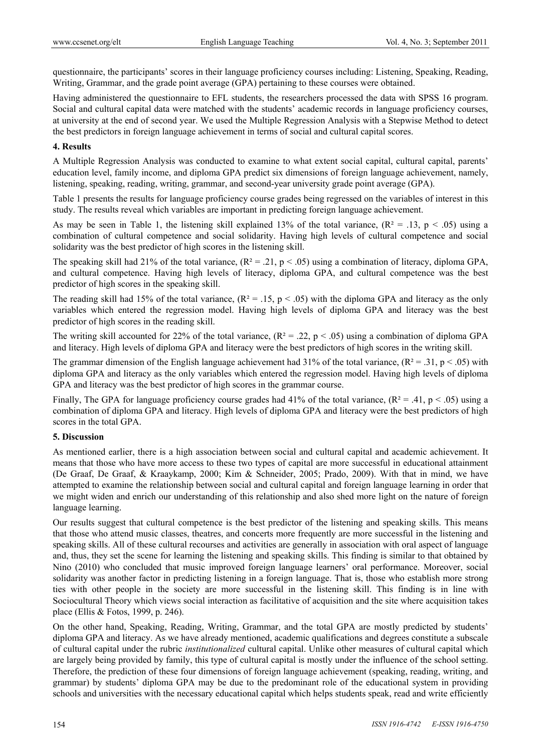questionnaire, the participants' scores in their language proficiency courses including: Listening, Speaking, Reading, Writing, Grammar, and the grade point average (GPA) pertaining to these courses were obtained.

Having administered the questionnaire to EFL students, the researchers processed the data with SPSS 16 program. Social and cultural capital data were matched with the students' academic records in language proficiency courses, at university at the end of second year. We used the Multiple Regression Analysis with a Stepwise Method to detect the best predictors in foreign language achievement in terms of social and cultural capital scores.

## 4. Results

A Multiple Regression Analysis was conducted to examine to what extent social capital, cultural capital, parents' education level, family income, and diploma GPA predict six dimensions of foreign language achievement, namely, listening, speaking, reading, writing, grammar, and second-year university grade point average (GPA).

Table 1 presents the results for language proficiency course grades being regressed on the variables of interest in this study. The results reveal which variables are important in predicting foreign language achievement.

As may be seen in Table 1, the listening skill explained 13% of the total variance, ($R^2 = .13$, $p < .05$) using a combination of cultural competence and social solidarity. Having high levels of cultural competence and social solidarity was the best predictor of high scores in the listening skill.

The speaking skill had 21% of the total variance, ($R^2 = .21$, $p < .05$) using a combination of literacy, diploma GPA, and cultural competence. Having high levels of literacy, diploma GPA, and cultural competence was the best predictor of high scores in the speaking skill.

The reading skill had 15% of the total variance, ($R^2 = .15$, $p < .05$) with the diploma GPA and literacy as the only variables which entered the regression model. Having high levels of diploma GPA and literacy was the best predictor of high scores in the reading skill.

The writing skill accounted for 22% of the total variance, ($R^2 = .22$, $p < .05$) using a combination of diploma GPA and literacy. High levels of diploma GPA and literacy were the best predictors of high scores in the writing skill.

The grammar dimension of the English language achievement had 31% of the total variance, ($R^2 = .31$, $p < .05$) with diploma GPA and literacy as the only variables which entered the regression model. Having high levels of diploma GPA and literacy was the best predictor of high scores in the grammar course.

Finally, The GPA for language proficiency course grades had 41% of the total variance, ($R^2 = .41$, $p < .05$) using a combination of diploma GPA and literacy. High levels of diploma GPA and literacy were the best predictors of high scores in the total GPA.

## 5. Discussion

As mentioned earlier, there is a high association between social and cultural capital and academic achievement. It means that those who have more access to these two types of capital are more successful in educational attainment (De Graaf, De Graaf, & Kraaykamp, 2000; Kim & Schneider, 2005; Prado, 2009). With that in mind, we have attempted to examine the relationship between social and cultural capital and foreign language learning in order that we might widen and enrich our understanding of this relationship and also shed more light on the nature of foreign language learning.

Our results suggest that cultural competence is the best predictor of the listening and speaking skills. This means that those who attend music classes, theatres, and concerts more frequently are more successful in the listening and speaking skills. All of these cultural recourses and activities are generally in association with oral aspect of language and, thus, they set the scene for learning the listening and speaking skills. This finding is similar to that obtained by Nino (2010) who concluded that music improved foreign language learners' oral performance. Moreover, social solidarity was another factor in predicting listening in a foreign language. That is, those who establish more strong ties with other people in the society are more successful in the listening skill. This finding is in line with Sociocultural Theory which views social interaction as facilitative of acquisition and the site where acquisition takes place (Ellis & Fotos, 1999, p. 246).

On the other hand, Speaking, Reading, Writing, Grammar, and the total GPA are mostly predicted by students' diploma GPA and literacy. As we have already mentioned, academic qualifications and degrees constitute a subscale of cultural capital under the rubric *institutionalized* cultural capital. Unlike other measures of cultural capital which are largely being provided by family, this type of cultural capital is mostly under the influence of the school setting. Therefore, the prediction of these four dimensions of foreign language achievement (speaking, reading, writing, and grammar) by students' diploma GPA may be due to the predominant role of the educational system in providing schools and universities with the necessary educational capital which helps students speak, read and write efficiently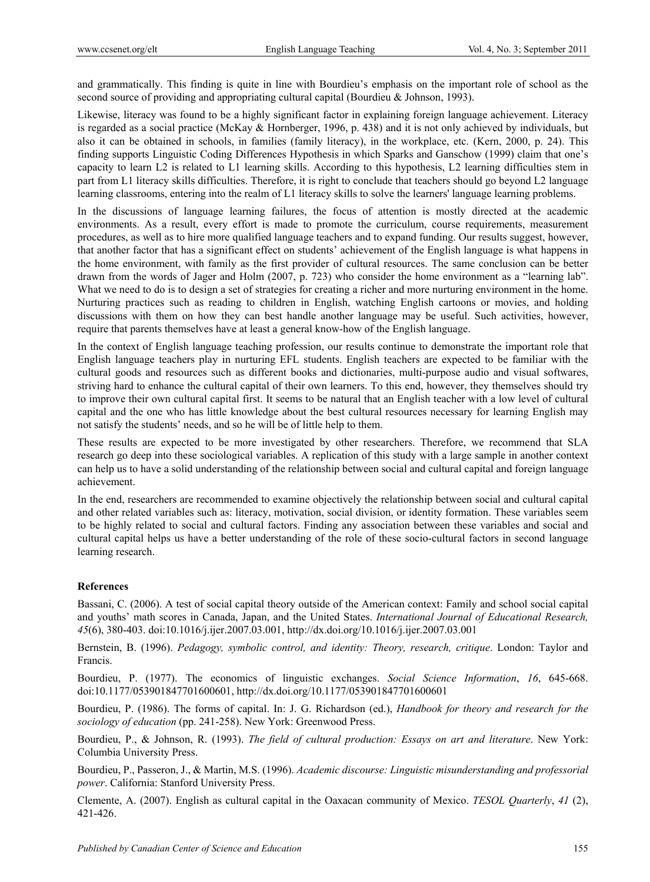and grammatically. This finding is quite in line with Bourdieu's emphasis on the important role of school as the second source of providing and appropriating cultural capital (Bourdieu & Johnson, 1993).

Likewise, literacy was found to be a highly significant factor in explaining foreign language achievement. Literacy is regarded as a social practice (McKay & Hornberger, 1996, p. 438) and it is not only achieved by individuals, but also it can be obtained in schools, in families (family literacy), in the workplace, etc. (Kern, 2000, p. 24). This finding supports Linguistic Coding Differences Hypothesis in which Sparks and Ganschow (1999) claim that one's capacity to learn L2 is related to L1 learning skills. According to this hypothesis, L2 learning difficulties stem in part from L1 literacy skills difficulties. Therefore, it is right to conclude that teachers should go beyond L2 language learning classrooms, entering into the realm of L1 literacy skills to solve the learners' language learning problems.

In the discussions of language learning failures, the focus of attention is mostly directed at the academic environments. As a result, every effort is made to promote the curriculum, course requirements, measurement procedures, as well as to hire more qualified language teachers and to expand funding. Our results suggest, however, that another factor that has a significant effect on students' achievement of the English language is what happens in the home environment, with family as the first provider of cultural resources. The same conclusion can be better drawn from the words of Jager and Holm (2007, p. 723) who consider the home environment as a "learning lab". What we need to do is to design a set of strategies for creating a richer and more nurturing environment in the home. Nurturing practices such as reading to children in English, watching English cartoons or movies, and holding discussions with them on how they can best handle another language may be useful. Such activities, however, require that parents themselves have at least a general know-how of the English language.

In the context of English language teaching profession, our results continue to demonstrate the important role that English language teachers play in nurturing EFL students. English teachers are expected to be familiar with the cultural goods and resources such as different books and dictionaries, multi-purpose audio and visual softwares, striving hard to enhance the cultural capital of their own learners. To this end, however, they themselves should try to improve their own cultural capital first. It seems to be natural that an English teacher with a low level of cultural capital and the one who has little knowledge about the best cultural resources necessary for learning English may not satisfy the students' needs, and so he will be of little help to them.

These results are expected to be more investigated by other researchers. Therefore, we recommend that SLA research go deep into these sociological variables. A replication of this study with a large sample in another context can help us to have a solid understanding of the relationship between social and cultural capital and foreign language achievement.

In the end, researchers are recommended to examine objectively the relationship between social and cultural capital and other related variables such as: literacy, motivation, social division, or identity formation. These variables seem to be highly related to social and cultural factors. Finding any association between these variables and social and cultural capital helps us have a better understanding of the role of these socio-cultural factors in second language learning research.

**References**

Bassani, C. (2006). A test of social capital theory outside of the American context: Family and school social capital and youths' math scores in Canada, Japan, and the United States. *International Journal of Educational Research, 45*(6), 380-403. doi:10.1016/j.ijer.2007.03.001, http://dx.doi.org/10.1016/j.ijer.2007.03.001

Bernstein, B. (1996). *Pedagogy, symbolic control, and identity: Theory, research, critique*. London: Taylor and Francis.

Bourdieu, P. (1977). The economics of linguistic exchanges. *Social Science Information*, *16*, 645-668. doi:10.1177/053901847701600601, http://dx.doi.org/10.1177/053901847701600601

Bourdieu, P. (1986). The forms of capital. In: J. G. Richardson (ed.), *Handbook for theory and research for the sociology of education* (pp. 241-258). New York: Greenwood Press.

Bourdieu, P., & Johnson, R. (1993). *The field of cultural production: Essays on art and literature*. New York: Columbia University Press.

Bourdieu, P., Passeron, J., & Martin, M.S. (1996). *Academic discourse: Linguistic misunderstanding and professorial power*. California: Stanford University Press.

Clemente, A. (2007). English as cultural capital in the Oaxacan community of Mexico. *TESOL Quarterly*, *41* (2), 421-426.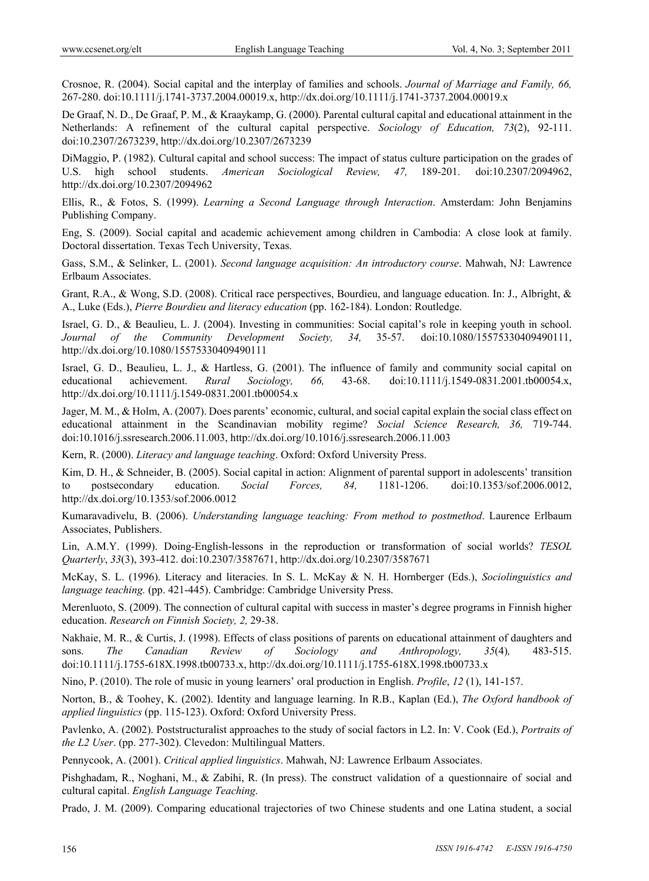Crosnoe, R. (2004). Social capital and the interplay of families and schools. *Journal of Marriage and Family, 66,* 267-280. doi:10.1111/j.1741-3737.2004.00019.x, http://dx.doi.org/10.1111/j.1741-3737.2004.00019.x

De Graaf, N. D., De Graaf, P. M., & Kraaykamp, G. (2000). Parental cultural capital and educational attainment in the Netherlands: A refinement of the cultural capital perspective. *Sociology of Education, 73*(2), 92-111. doi:10.2307/2673239, http://dx.doi.org/10.2307/2673239

DiMaggio, P. (1982). Cultural capital and school success: The impact of status culture participation on the grades of U.S. high school students. *American Sociological Review, 47,* 189-201. doi:10.2307/2094962, http://dx.doi.org/10.2307/2094962

Ellis, R., & Fotos, S. (1999). *Learning a Second Language through Interaction*. Amsterdam: John Benjamins Publishing Company.

Eng, S. (2009). Social capital and academic achievement among children in Cambodia: A close look at family. Doctoral dissertation. Texas Tech University, Texas.

Gass, S.M., & Selinker, L. (2001). *Second language acquisition: An introductory course*. Mahwah, NJ: Lawrence Erlbaum Associates.

Grant, R.A., & Wong, S.D. (2008). Critical race perspectives, Bourdieu, and language education. In: J., Albright, & A., Luke (Eds.), *Pierre Bourdieu and literacy education* (pp. 162-184). London: Routledge.

Israel, G. D., & Beaulieu, L. J. (2004). Investing in communities: Social capital's role in keeping youth in school. *Journal of the Community Development Society, 34,* 35-57. doi:10.1080/15575330409490111, http://dx.doi.org/10.1080/15575330409490111

Israel, G. D., Beaulieu, L. J., & Hartless, G. (2001). The influence of family and community social capital on educational achievement. *Rural Sociology, 66,* 43-68. doi:10.1111/j.1549-0831.2001.tb00054.x, http://dx.doi.org/10.1111/j.1549-0831.2001.tb00054.x

Jager, M. M., & Holm, A. (2007). Does parents' economic, cultural, and social capital explain the social class effect on educational attainment in the Scandinavian mobility regime? *Social Science Research, 36,* 719-744. doi:10.1016/j.ssresearch.2006.11.003, http://dx.doi.org/10.1016/j.ssresearch.2006.11.003

Kern, R. (2000). *Literacy and language teaching*. Oxford: Oxford University Press.

Kim, D. H., & Schneider, B. (2005). Social capital in action: Alignment of parental support in adolescents' transition to postsecondary education. *Social Forces, 84,* 1181-1206. doi:10.1353/sof.2006.0012, http://dx.doi.org/10.1353/sof.2006.0012

Kumaravadivelu, B. (2006). *Understanding language teaching: From method to postmethod*. Laurence Erlbaum Associates, Publishers.

Lin, A.M.Y. (1999). Doing-English-lessons in the reproduction or transformation of social worlds? *TESOL Quarterly*, *33*(3), 393-412. doi:10.2307/3587671, http://dx.doi.org/10.2307/3587671

McKay, S. L. (1996). Literacy and literacies. In S. L. McKay & N. H. Hornberger (Eds.), *Sociolinguistics and language teaching.* (pp. 421-445). Cambridge: Cambridge University Press.

Merenluoto, S. (2009). The connection of cultural capital with success in master's degree programs in Finnish higher education. *Research on Finnish Society, 2,* 29-38.

Nakhaie, M. R., & Curtis, J. (1998). Effects of class positions of parents on educational attainment of daughters and sons. *The Canadian Review of Sociology and Anthropology, 35*(4)*,* 483-515. doi:10.1111/j.1755-618X.1998.tb00733.x, http://dx.doi.org/10.1111/j.1755-618X.1998.tb00733.x

Nino, P. (2010). The role of music in young learners' oral production in English. *Profile*, *12* (1), 141-157.

Norton, B., & Toohey, K. (2002). Identity and language learning. In R.B., Kaplan (Ed.), *The Oxford handbook of applied linguistics* (pp. 115-123). Oxford: Oxford University Press.

Pavlenko, A. (2002). Poststructuralist approaches to the study of social factors in L2. In: V. Cook (Ed.), *Portraits of the L2 User*. (pp. 277-302). Clevedon: Multilingual Matters.

Pennycook, A. (2001). *Critical applied linguistics*. Mahwah, NJ: Lawrence Erlbaum Associates.

Pishghadam, R., Noghani, M., & Zabihi, R. (In press). The construct validation of a questionnaire of social and cultural capital. *English Language Teaching*.

Prado, J. M. (2009). Comparing educational trajectories of two Chinese students and one Latina student, a social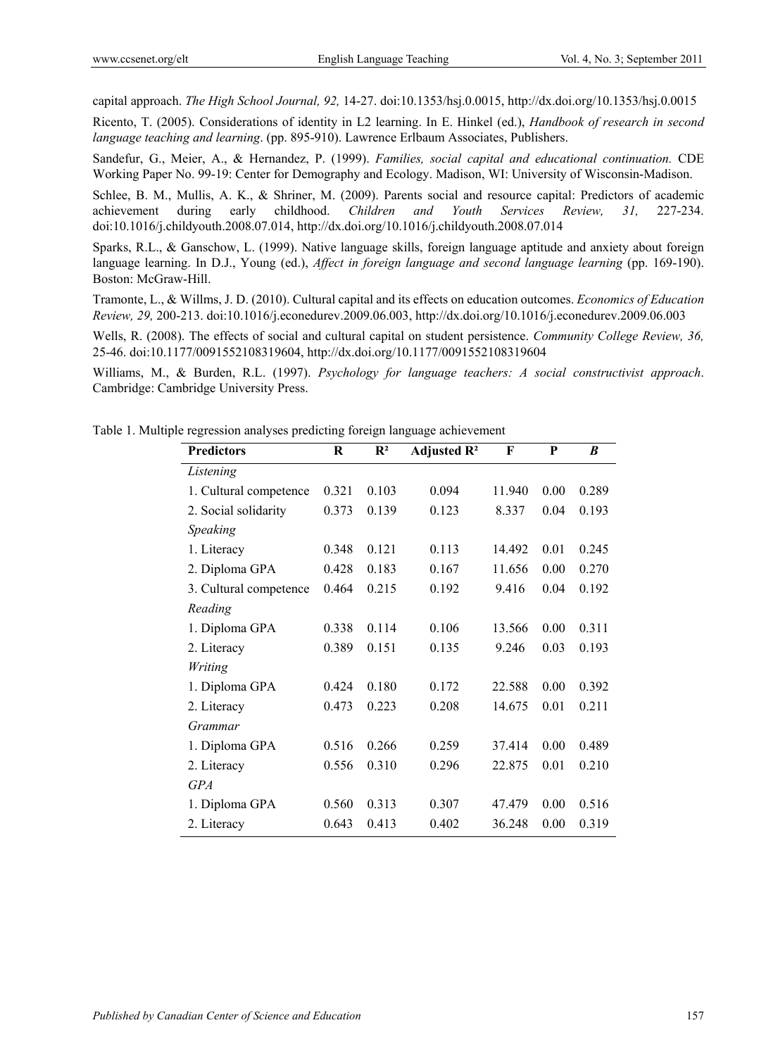capital approach. *The High School Journal, 92,* 14-27. doi:10.1353/hsj.0.0015, http://dx.doi.org/10.1353/hsj.0.0015

Ricento, T. (2005). Considerations of identity in L2 learning. In E. Hinkel (ed.), *Handbook of research in second language teaching and learning*. (pp. 895-910). Lawrence Erlbaum Associates, Publishers.

Sandefur, G., Meier, A., & Hernandez, P. (1999). *Families, social capital and educational continuation.* CDE Working Paper No. 99-19: Center for Demography and Ecology. Madison, WI: University of Wisconsin-Madison.

Schlee, B. M., Mullis, A. K., & Shriner, M. (2009). Parents social and resource capital: Predictors of academic achievement during early childhood. *Children and Youth Services Review, 31,* 227-234. doi:10.1016/j.childyouth.2008.07.014, http://dx.doi.org/10.1016/j.childyouth.2008.07.014

Sparks, R.L., & Ganschow, L. (1999). Native language skills, foreign language aptitude and anxiety about foreign language learning. In D.J., Young (ed.), *Affect in foreign language and second language learning* (pp. 169-190). Boston: McGraw-Hill.

Tramonte, L., & Willms, J. D. (2010). Cultural capital and its effects on education outcomes. *Economics of Education Review, 29,* 200-213. doi:10.1016/j.econedurev.2009.06.003, http://dx.doi.org/10.1016/j.econedurev.2009.06.003

Wells, R. (2008). The effects of social and cultural capital on student persistence. *Community College Review, 36,* 25-46. doi:10.1177/0091552108319604, http://dx.doi.org/10.1177/0091552108319604

Williams, M., & Burden, R.L. (1997). *Psychology for language teachers: A social constructivist approach*. Cambridge: Cambridge University Press.

Table 1. Multiple regression analyses predicting foreign language achievement

| **Predictors** | **R** | **$R^2$** | **Adjusted $R^2$** | **F** | **P** | ***B*** |
|---|---|---|---|---|---|---|
| *Listening* | | | | | | |
| 1. Cultural competence | 0.321 | 0.103 | 0.094 | 11.940 | 0.00 | 0.289 |
| 2. Social solidarity | 0.373 | 0.139 | 0.123 | 8.337 | 0.04 | 0.193 |
| *Speaking* | | | | | | |
| 1. Literacy | 0.348 | 0.121 | 0.113 | 14.492 | 0.01 | 0.245 |
| 2. Diploma GPA | 0.428 | 0.183 | 0.167 | 11.656 | 0.00 | 0.270 |
| 3. Cultural competence | 0.464 | 0.215 | 0.192 | 9.416 | 0.04 | 0.192 |
| *Reading* | | | | | | |
| 1. Diploma GPA | 0.338 | 0.114 | 0.106 | 13.566 | 0.00 | 0.311 |
| 2. Literacy | 0.389 | 0.151 | 0.135 | 9.246 | 0.03 | 0.193 |
| *Writing* | | | | | | |
| 1. Diploma GPA | 0.424 | 0.180 | 0.172 | 22.588 | 0.00 | 0.392 |
| 2. Literacy | 0.473 | 0.223 | 0.208 | 14.675 | 0.01 | 0.211 |
| *Grammar* | | | | | | |
| 1. Diploma GPA | 0.516 | 0.266 | 0.259 | 37.414 | 0.00 | 0.489 |
| 2. Literacy | 0.556 | 0.310 | 0.296 | 22.875 | 0.01 | 0.210 |
| *GPA* | | | | | | |
| 1. Diploma GPA | 0.560 | 0.313 | 0.307 | 47.479 | 0.00 | 0.516 |
| 2. Literacy | 0.643 | 0.413 | 0.402 | 36.248 | 0.00 | 0.319 |